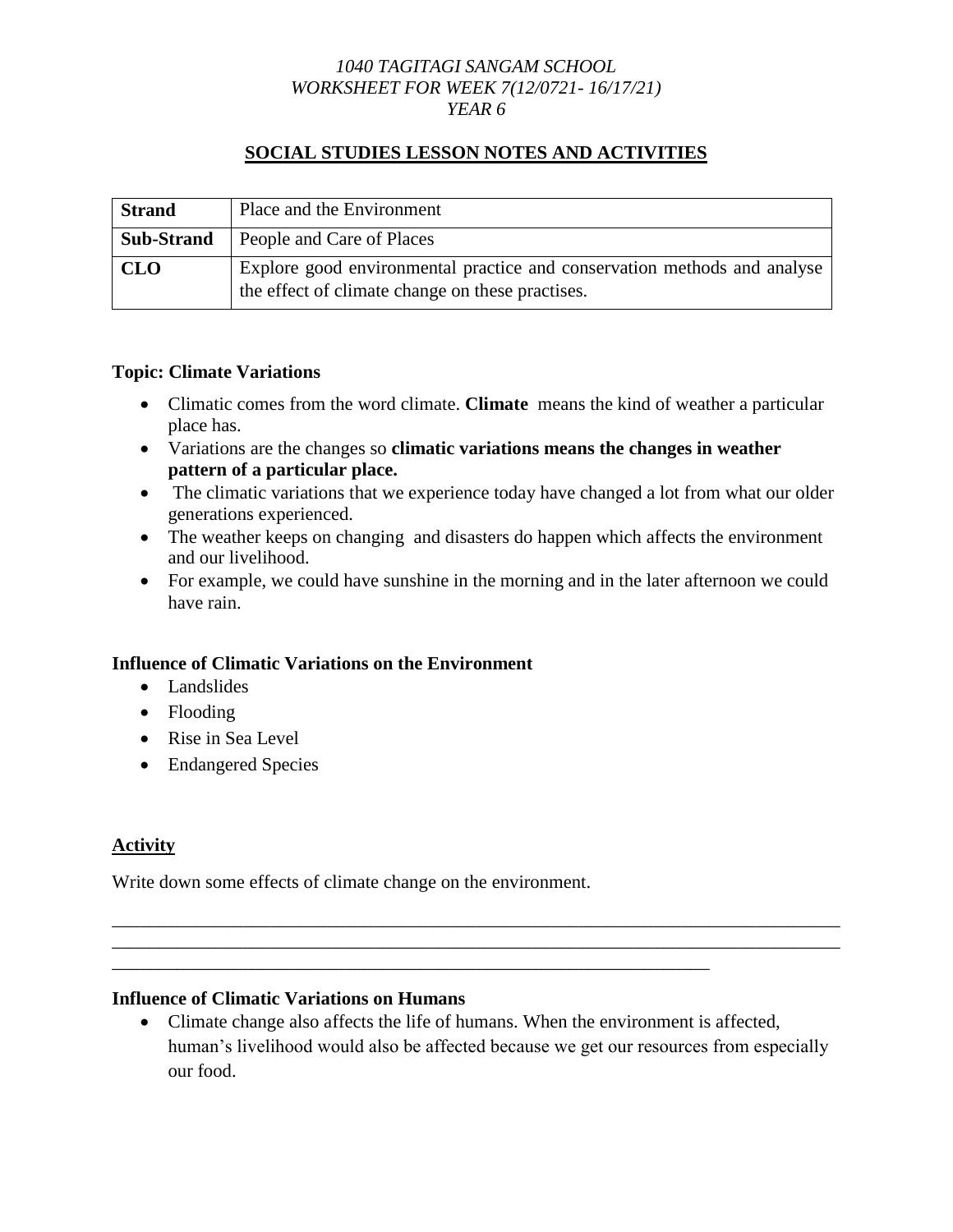*1040 TAGITAGI SANGAM SCHOOL*
*WORKSHEET FOR WEEK 7(12/0721- 16/17/21)*
*YEAR 6*

## SOCIAL STUDIES LESSON NOTES AND ACTIVITIES

| **Strand** | Place and the Environment |
|---|---|
| **Sub-Strand** | People and Care of Places |
| **CLO** | Explore good environmental practice and conservation methods and analyse the effect of climate change on these practises. |

### Topic: Climate Variations

- Climatic comes from the word climate. **Climate** means the kind of weather a particular place has.
- Variations are the changes so **climatic variations means the changes in weather pattern of a particular place.**
- The climatic variations that we experience today have changed a lot from what our older generations experienced.
- The weather keeps on changing and disasters do happen which affects the environment and our livelihood.
- For example, we could have sunshine in the morning and in the later afternoon we could have rain.

### Influence of Climatic Variations on the Environment

- Landslides
- Flooding
- Rise in Sea Level
- Endangered Species

### Activity

Write down some effects of climate change on the environment.

______________________________________________________________________________
______________________________________________________________________________
________________________________________________________________

### Influence of Climatic Variations on Humans

- Climate change also affects the life of humans. When the environment is affected, human's livelihood would also be affected because we get our resources from especially our food.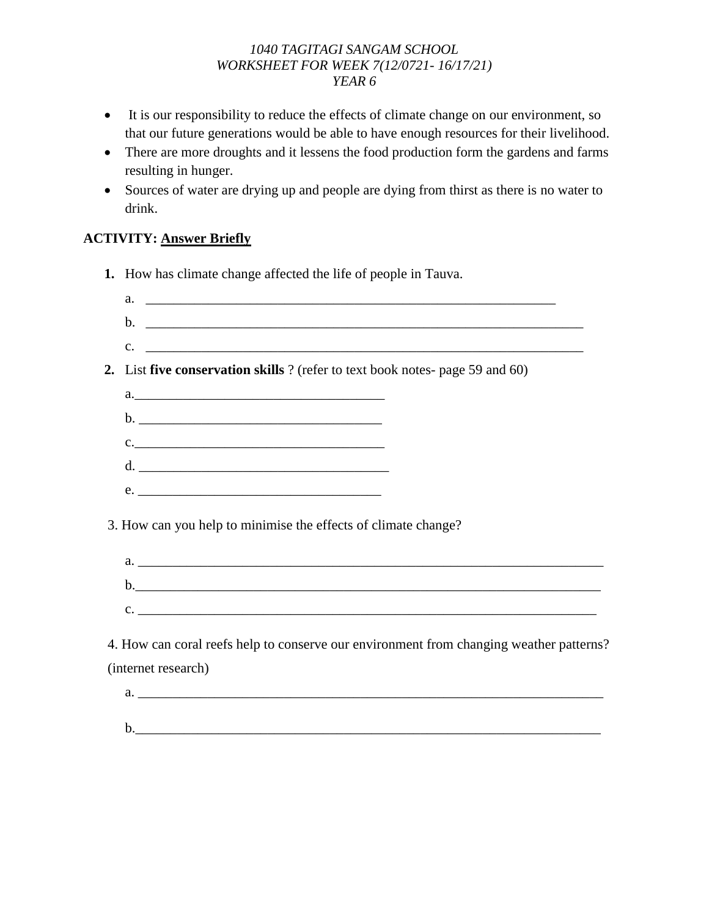*1040 TAGITAGI SANGAM SCHOOL*
*WORKSHEET FOR WEEK 7(12/0721- 16/17/21)*
*YEAR 6*

- It is our responsibility to reduce the effects of climate change on our environment, so that our future generations would be able to have enough resources for their livelihood.
- There are more droughts and it lessens the food production form the gardens and farms resulting in hunger.
- Sources of water are drying up and people are dying from thirst as there is no water to drink.

**ACTIVITY:** **Answer Briefly**

1. How has climate change affected the life of people in Tauva.

   a. ______________________________________________________________

   b. ________________________________________________________________

   c. ________________________________________________________________

2. List **five conservation skills** ? (refer to text book notes- page 59 and 60)

   a.____________________________________

   b. ___________________________________

   c.____________________________________

   d. ____________________________________

   e. ___________________________________

3. How can you help to minimise the effects of climate change?

   a. ______________________________________________________________________

   b.______________________________________________________________________

   c. _____________________________________________________________________

4. How can coral reefs help to conserve our environment from changing weather patterns? (internet research)

   a. ______________________________________________________________________

   b.______________________________________________________________________